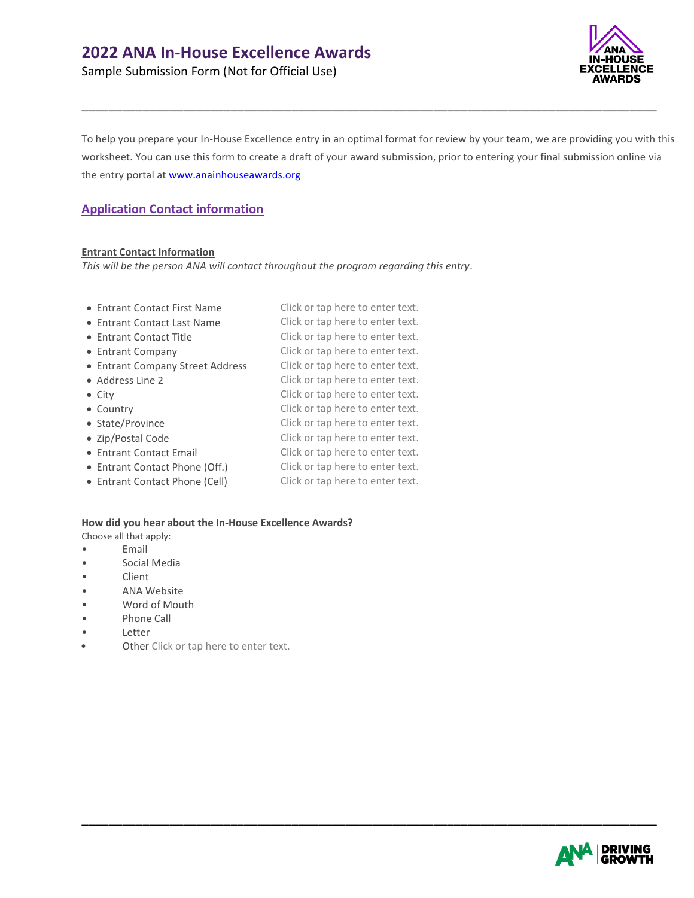# 2022 ANA In-House Excellence Awards

Sample Submission Form (Not for Official Use)

To help you prepare your In-House Excellence entry in an optimal format for review by your team, we are providing you with this worksheet. You can use this form to create a draft of your award submission, prior to entering your final submission online via the entry portal at [www.anainhouseawards.org](www.anainhouseawards.org)

## Application Contact information

**Entrant Contact Information**

*This will be the person ANA will contact throughout the program regarding this entry.*

- Entrant Contact First Name — Click or tap here to enter text.
- Entrant Contact Last Name — Click or tap here to enter text.
- Entrant Contact Title — Click or tap here to enter text.
- Entrant Company — Click or tap here to enter text.
- Entrant Company Street Address — Click or tap here to enter text.
- Address Line 2 — Click or tap here to enter text.
- City — Click or tap here to enter text.
- Country — Click or tap here to enter text.
- State/Province — Click or tap here to enter text.
- Zip/Postal Code — Click or tap here to enter text.
- Entrant Contact Email — Click or tap here to enter text.
- Entrant Contact Phone (Off.) — Click or tap here to enter text.
- Entrant Contact Phone (Cell) — Click or tap here to enter text.

**How did you hear about the In-House Excellence Awards?**

Choose all that apply:

- Email
- Social Media
- Client
- ANA Website
- Word of Mouth
- Phone Call
- Letter
- Other Click or tap here to enter text.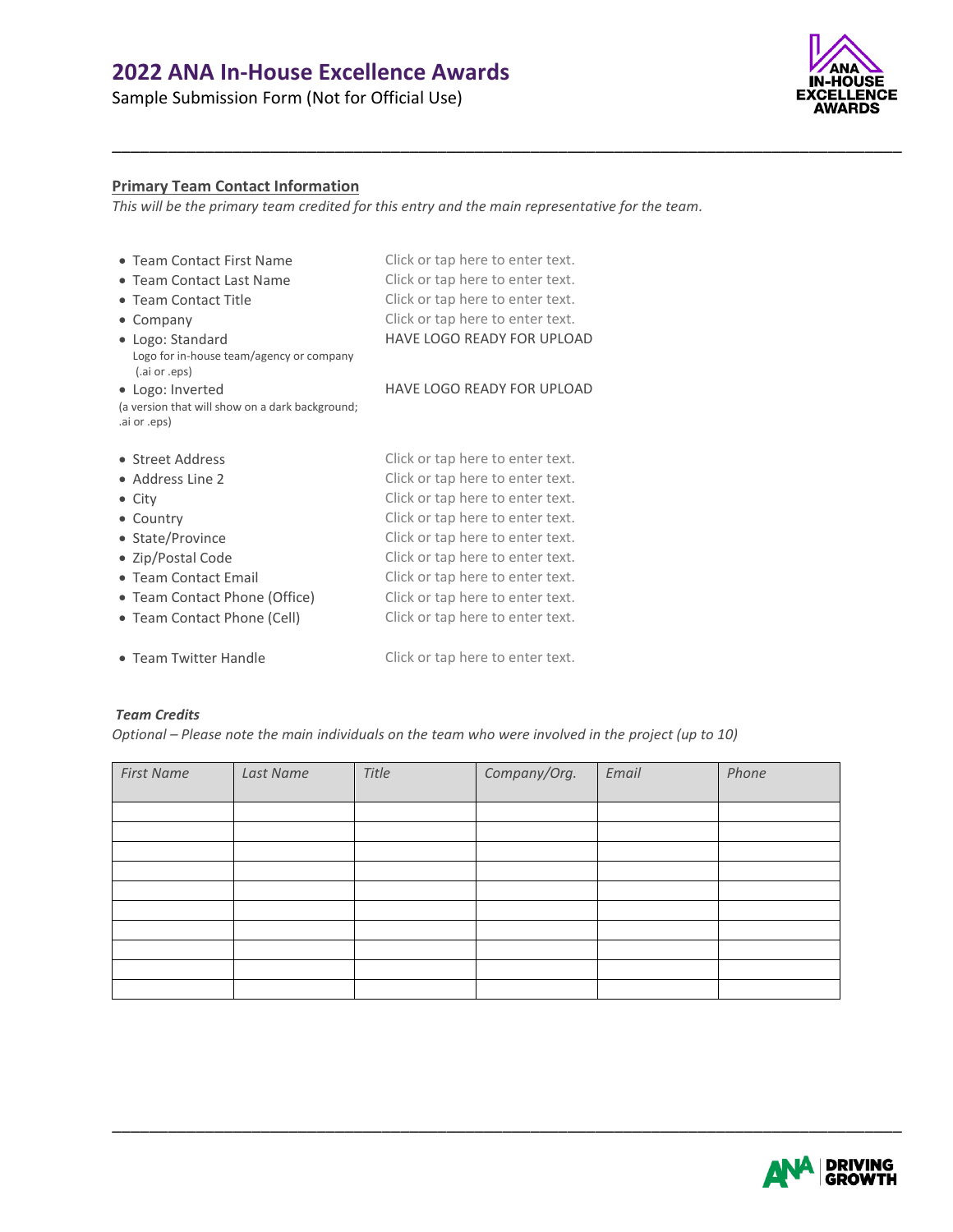# 2022 ANA In-House Excellence Awards

Sample Submission Form (Not for Official Use)

---

**Primary Team Contact Information**

*This will be the primary team credited for this entry and the main representative for the team.*

- Team Contact First Name — Click or tap here to enter text.
- Team Contact Last Name — Click or tap here to enter text.
- Team Contact Title — Click or tap here to enter text.
- Company — Click or tap here to enter text.
- Logo: Standard — HAVE LOGO READY FOR UPLOAD
  Logo for in-house team/agency or company (.ai or .eps)
- Logo: Inverted — HAVE LOGO READY FOR UPLOAD
  (a version that will show on a dark background; .ai or .eps)

- Street Address — Click or tap here to enter text.
- Address Line 2 — Click or tap here to enter text.
- City — Click or tap here to enter text.
- Country — Click or tap here to enter text.
- State/Province — Click or tap here to enter text.
- Zip/Postal Code — Click or tap here to enter text.
- Team Contact Email — Click or tap here to enter text.
- Team Contact Phone (Office) — Click or tap here to enter text.
- Team Contact Phone (Cell) — Click or tap here to enter text.

- Team Twitter Handle — Click or tap here to enter text.

***Team Credits***

*Optional – Please note the main individuals on the team who were involved in the project (up to 10)*

| *First Name* | *Last Name* | *Title* | *Company/Org.* | *Email* | *Phone* |
|---|---|---|---|---|---|
| | | | | | |
| | | | | | |
| | | | | | |
| | | | | | |
| | | | | | |
| | | | | | |
| | | | | | |
| | | | | | |
| | | | | | |
| | | | | | |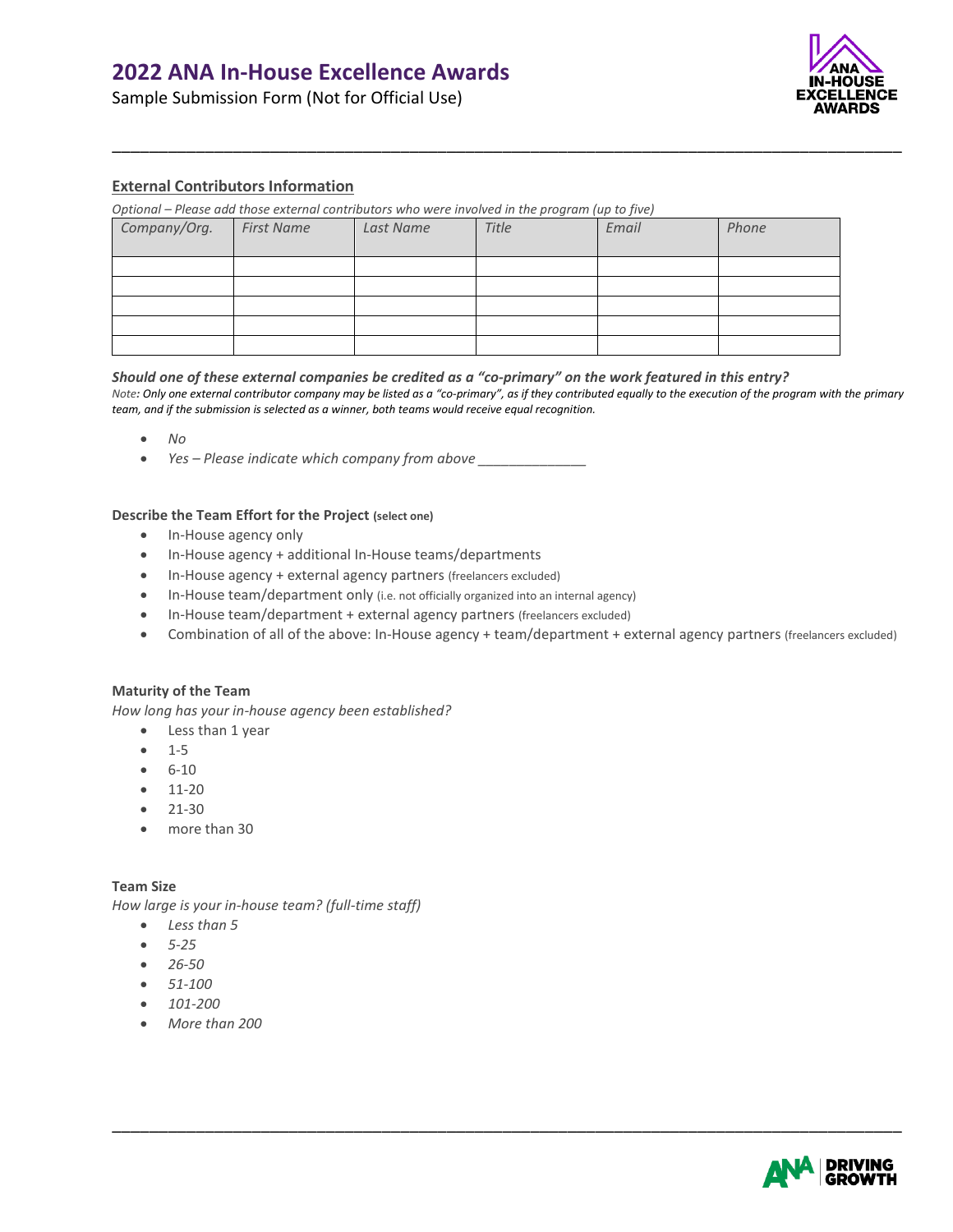# 2022 ANA In-House Excellence Awards

Sample Submission Form (Not for Official Use)

## External Contributors Information

*Optional – Please add those external contributors who were involved in the program (up to five)*

| *Company/Org.* | *First Name* | *Last Name* | *Title* | *Email* | *Phone* |
|---|---|---|---|---|---|
| | | | | | |
| | | | | | |
| | | | | | |
| | | | | | |
| | | | | | |

***Should one of these external companies be credited as a "co-primary" on the work featured in this entry?***

*Note: Only one external contributor company may be listed as a "co-primary", as if they contributed equally to the execution of the program with the primary team, and if the submission is selected as a winner, both teams would receive equal recognition.*

- *No*
- *Yes – Please indicate which company from above \_\_\_\_\_\_\_\_\_\_\_\_\_\_*

**Describe the Team Effort for the Project** **(select one)**

- In-House agency only
- In-House agency + additional In-House teams/departments
- In-House agency + external agency partners (freelancers excluded)
- In-House team/department only (i.e. not officially organized into an internal agency)
- In-House team/department + external agency partners (freelancers excluded)
- Combination of all of the above: In-House agency + team/department + external agency partners (freelancers excluded)

**Maturity of the Team**

*How long has your in-house agency been established?*

- Less than 1 year
- 1-5
- 6-10
- 11-20
- 21-30
- more than 30

**Team Size**

*How large is your in-house team? (full-time staff)*

- *Less than 5*
- *5-25*
- *26-50*
- *51-100*
- *101-200*
- *More than 200*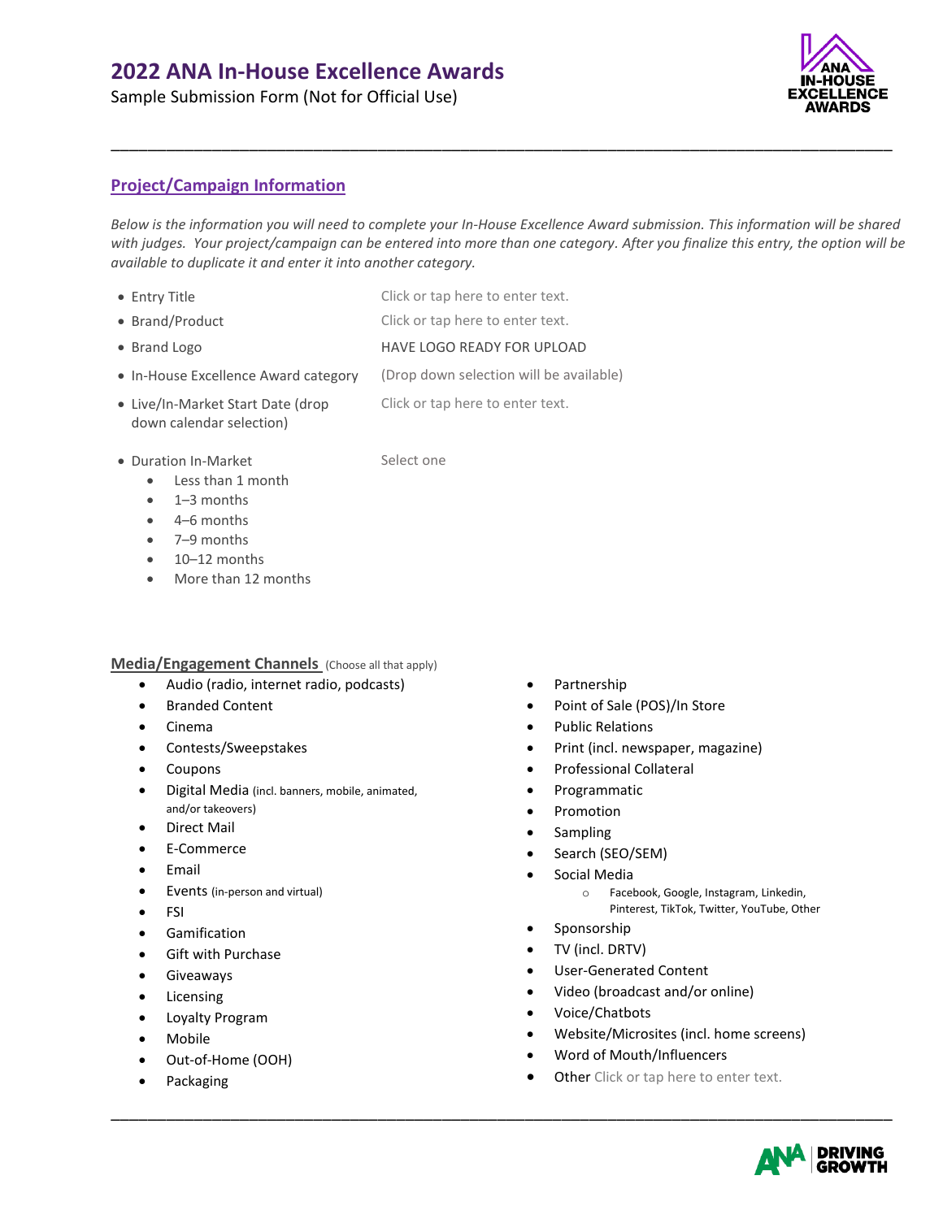# 2022 ANA In-House Excellence Awards

Sample Submission Form (Not for Official Use)

## Project/Campaign Information

*Below is the information you will need to complete your In-House Excellence Award submission. This information will be shared with judges. Your project/campaign can be entered into more than one category. After you finalize this entry, the option will be available to duplicate it and enter it into another category.*

| | |
|---|---|
| • Entry Title | Click or tap here to enter text. |
| • Brand/Product | Click or tap here to enter text. |
| • Brand Logo | HAVE LOGO READY FOR UPLOAD |
| • In-House Excellence Award category | (Drop down selection will be available) |
| • Live/In-Market Start Date (drop down calendar selection) | Click or tap here to enter text. |
| • Duration In-Market | Select one |

- Less than 1 month
- 1–3 months
- 4–6 months
- 7–9 months
- 10–12 months
- More than 12 months

### Media/Engagement Channels (Choose all that apply)

- Audio (radio, internet radio, podcasts)
- Branded Content
- Cinema
- Contests/Sweepstakes
- Coupons
- Digital Media (incl. banners, mobile, animated, and/or takeovers)
- Direct Mail
- E-Commerce
- Email
- Events (in-person and virtual)
- FSI
- Gamification
- Gift with Purchase
- Giveaways
- Licensing
- Loyalty Program
- Mobile
- Out-of-Home (OOH)
- Packaging
- Partnership
- Point of Sale (POS)/In Store
- Public Relations
- Print (incl. newspaper, magazine)
- Professional Collateral
- Programmatic
- Promotion
- Sampling
- Search (SEO/SEM)
- Social Media
  - Facebook, Google, Instagram, Linkedin, Pinterest, TikTok, Twitter, YouTube, Other
- Sponsorship
- TV (incl. DRTV)
- User-Generated Content
- Video (broadcast and/or online)
- Voice/Chatbots
- Website/Microsites (incl. home screens)
- Word of Mouth/Influencers
- Other Click or tap here to enter text.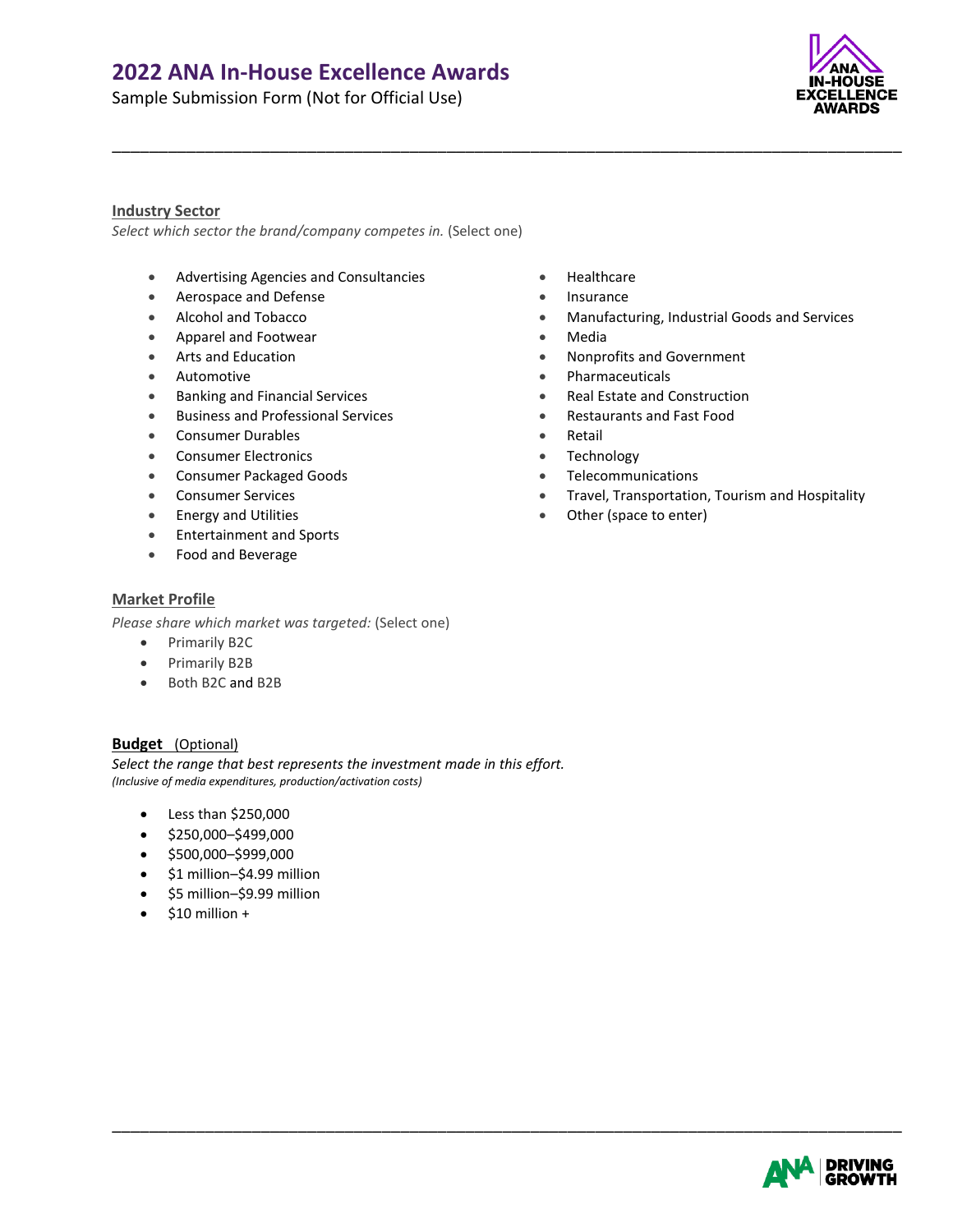# 2022 ANA In-House Excellence Awards

Sample Submission Form (Not for Official Use)

## Industry Sector

*Select which sector the brand/company competes in.* (Select one)

- Advertising Agencies and Consultancies
- Aerospace and Defense
- Alcohol and Tobacco
- Apparel and Footwear
- Arts and Education
- Automotive
- Banking and Financial Services
- Business and Professional Services
- Consumer Durables
- Consumer Electronics
- Consumer Packaged Goods
- Consumer Services
- Energy and Utilities
- Entertainment and Sports
- Food and Beverage
- Healthcare
- Insurance
- Manufacturing, Industrial Goods and Services
- Media
- Nonprofits and Government
- Pharmaceuticals
- Real Estate and Construction
- Restaurants and Fast Food
- Retail
- Technology
- Telecommunications
- Travel, Transportation, Tourism and Hospitality
- Other (space to enter)

## Market Profile

*Please share which market was targeted:* (Select one)

- Primarily B2C
- Primarily B2B
- Both B2C and B2B

## **Budget** (Optional)

*Select the range that best represents the investment made in this effort.*
*(Inclusive of media expenditures, production/activation costs)*

- Less than $250,000
- $250,000–$499,000
- $500,000–$999,000
- $1 million–$4.99 million
- $5 million–$9.99 million
- $10 million +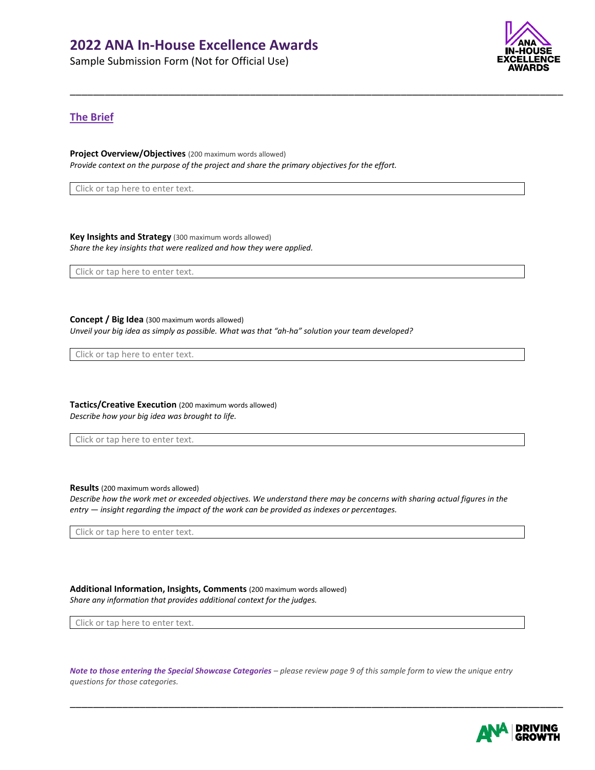# 2022 ANA In-House Excellence Awards

Sample Submission Form (Not for Official Use)

## The Brief

**Project Overview/Objectives** (200 maximum words allowed)

*Provide context on the purpose of the project and share the primary objectives for the effort.*

Click or tap here to enter text.

**Key Insights and Strategy** (300 maximum words allowed)

*Share the key insights that were realized and how they were applied.*

Click or tap here to enter text.

**Concept / Big Idea** (300 maximum words allowed)

*Unveil your big idea as simply as possible. What was that "ah-ha" solution your team developed?*

Click or tap here to enter text.

**Tactics/Creative Execution** (200 maximum words allowed)

*Describe how your big idea was brought to life.*

Click or tap here to enter text.

**Results** (200 maximum words allowed)

*Describe how the work met or exceeded objectives. We understand there may be concerns with sharing actual figures in the entry — insight regarding the impact of the work can be provided as indexes or percentages.*

Click or tap here to enter text.

**Additional Information, Insights, Comments** (200 maximum words allowed)

*Share any information that provides additional context for the judges.*

Click or tap here to enter text.

***Note to those entering the Special Showcase Categories*** *– please review page 9 of this sample form to view the unique entry questions for those categories.*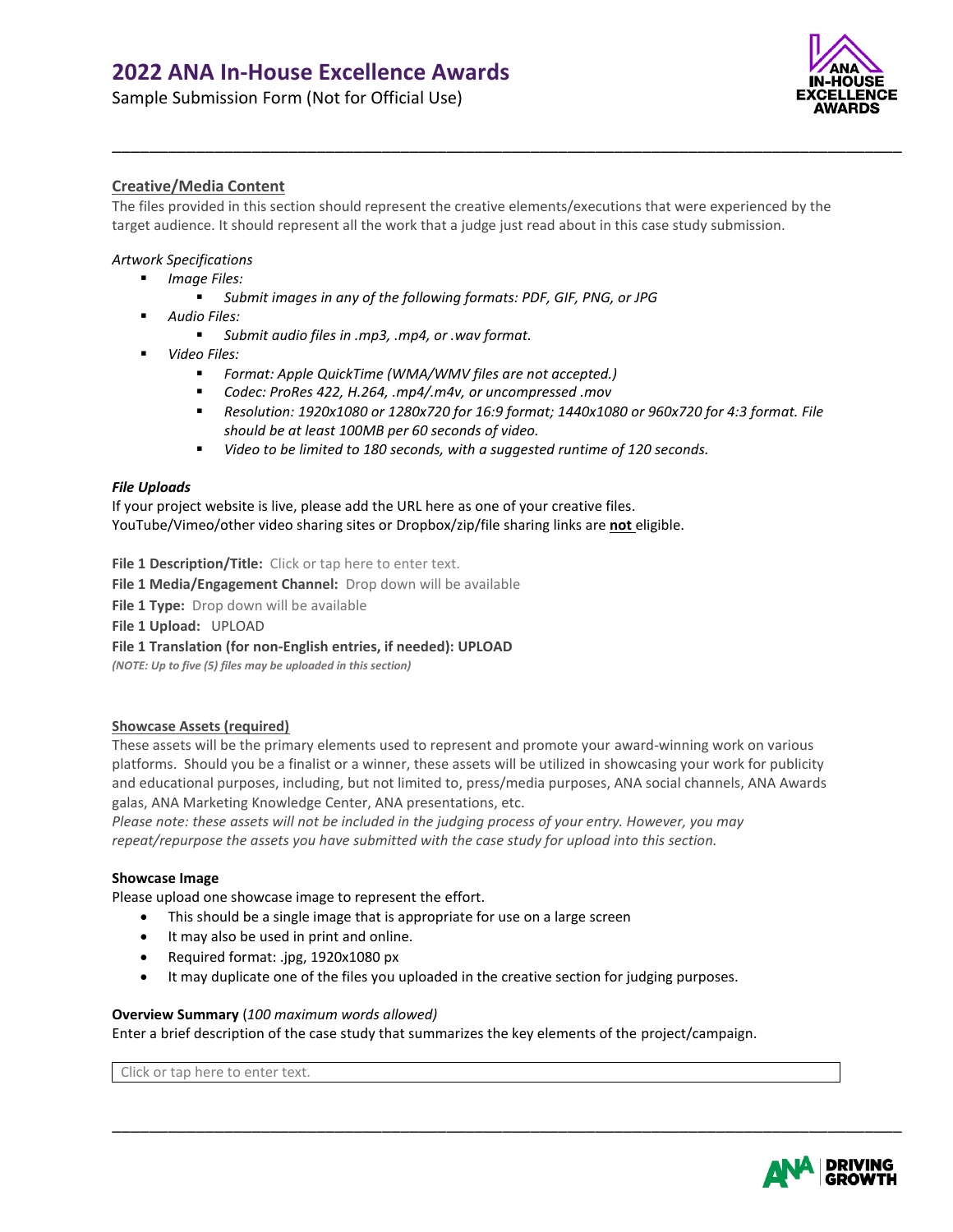## Creative/Media Content

The files provided in this section should represent the creative elements/executions that were experienced by the target audience. It should represent all the work that a judge just read about in this case study submission.

*Artwork Specifications*

- *Image Files:*
  - *Submit images in any of the following formats: PDF, GIF, PNG, or JPG*
- *Audio Files:*
  - *Submit audio files in .mp3, .mp4, or .wav format.*
- *Video Files:*
  - *Format: Apple QuickTime (WMA/WMV files are not accepted.)*
  - *Codec: ProRes 422, H.264, .mp4/.m4v, or uncompressed .mov*
  - *Resolution: 1920x1080 or 1280x720 for 16:9 format; 1440x1080 or 960x720 for 4:3 format. File should be at least 100MB per 60 seconds of video.*
  - *Video to be limited to 180 seconds, with a suggested runtime of 120 seconds.*

***File Uploads***

If your project website is live, please add the URL here as one of your creative files.
YouTube/Vimeo/other video sharing sites or Dropbox/zip/file sharing links are **not** eligible.

**File 1 Description/Title:** Click or tap here to enter text.

**File 1 Media/Engagement Channel:** Drop down will be available

**File 1 Type:** Drop down will be available

**File 1 Upload:** UPLOAD

**File 1 Translation (for non-English entries, if needed): UPLOAD**

***(NOTE: Up to five (5) files may be uploaded in this section)***

## Showcase Assets (required)

These assets will be the primary elements used to represent and promote your award-winning work on various platforms. Should you be a finalist or a winner, these assets will be utilized in showcasing your work for publicity and educational purposes, including, but not limited to, press/media purposes, ANA social channels, ANA Awards galas, ANA Marketing Knowledge Center, ANA presentations, etc.

*Please note: these assets will not be included in the judging process of your entry. However, you may repeat/repurpose the assets you have submitted with the case study for upload into this section.*

**Showcase Image**

Please upload one showcase image to represent the effort.

- This should be a single image that is appropriate for use on a large screen
- It may also be used in print and online.
- Required format: .jpg, 1920x1080 px
- It may duplicate one of the files you uploaded in the creative section for judging purposes.

**Overview Summary** (*100 maximum words allowed)*

Enter a brief description of the case study that summarizes the key elements of the project/campaign.

Click or tap here to enter text.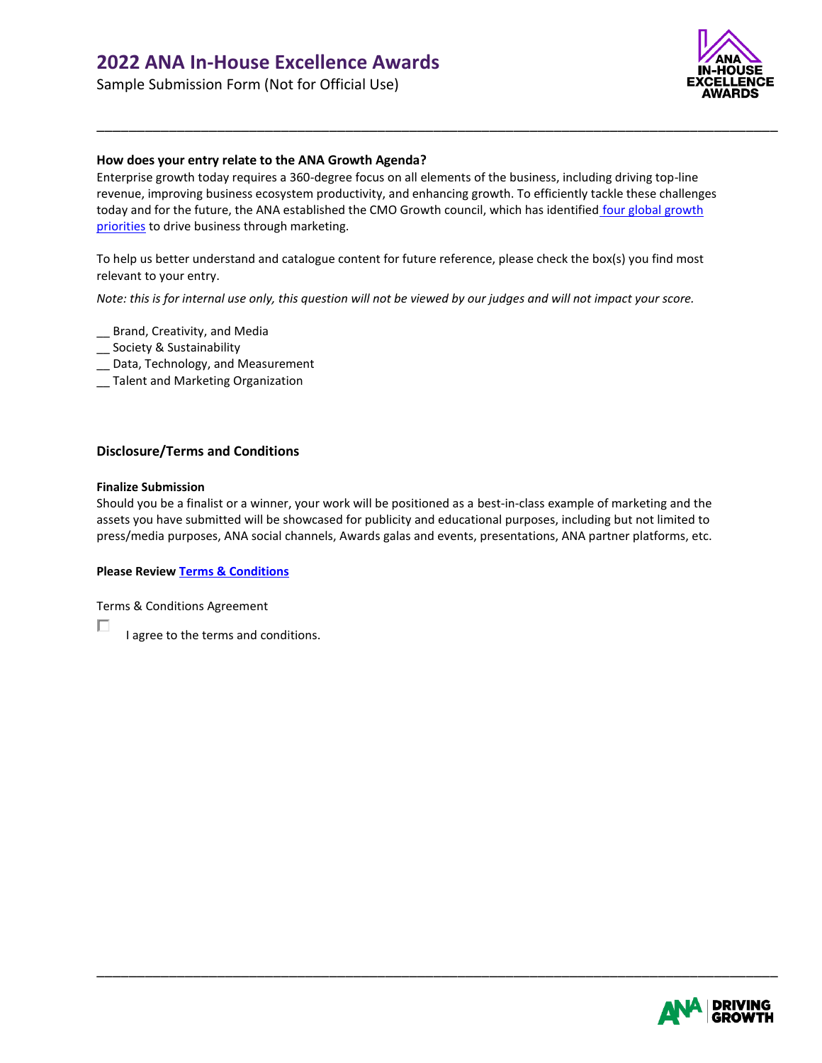**How does your entry relate to the ANA Growth Agenda?**
Enterprise growth today requires a 360-degree focus on all elements of the business, including driving top-line revenue, improving business ecosystem productivity, and enhancing growth. To efficiently tackle these challenges today and for the future, the ANA established the CMO Growth council, which has identified four global growth priorities to drive business through marketing.

To help us better understand and catalogue content for future reference, please check the box(s) you find most relevant to your entry.

*Note: this is for internal use only, this question will not be viewed by our judges and will not impact your score.*

__ Brand, Creativity, and Media
__ Society & Sustainability
__ Data, Technology, and Measurement
__ Talent and Marketing Organization

### Disclosure/Terms and Conditions

**Finalize Submission**
Should you be a finalist or a winner, your work will be positioned as a best-in-class example of marketing and the assets you have submitted will be showcased for publicity and educational purposes, including but not limited to press/media purposes, ANA social channels, Awards galas and events, presentations, ANA partner platforms, etc.

**Please Review Terms & Conditions**

Terms & Conditions Agreement

☐ I agree to the terms and conditions.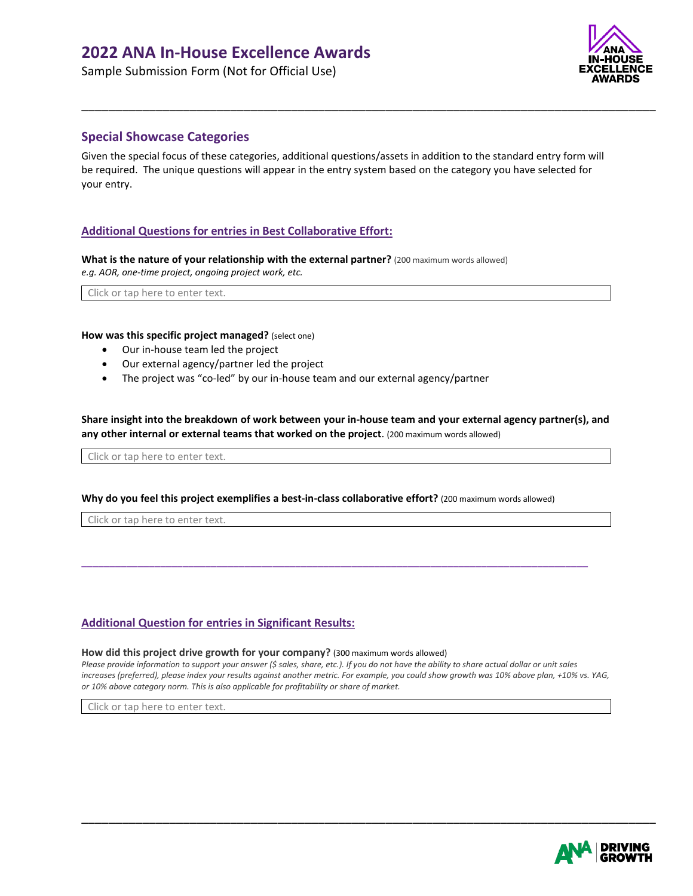# 2022 ANA In-House Excellence Awards

Sample Submission Form (Not for Official Use)

## Special Showcase Categories

Given the special focus of these categories, additional questions/assets in addition to the standard entry form will be required. The unique questions will appear in the entry system based on the category you have selected for your entry.

### Additional Questions for entries in Best Collaborative Effort:

**What is the nature of your relationship with the external partner?** (200 maximum words allowed)
*e.g. AOR, one-time project, ongoing project work, etc.*

Click or tap here to enter text.

**How was this specific project managed?** (select one)

- Our in-house team led the project
- Our external agency/partner led the project
- The project was "co-led" by our in-house team and our external agency/partner

**Share insight into the breakdown of work between your in-house team and your external agency partner(s), and any other internal or external teams that worked on the project**. (200 maximum words allowed)

Click or tap here to enter text.

**Why do you feel this project exemplifies a best-in-class collaborative effort?** (200 maximum words allowed)

Click or tap here to enter text.

---

### Additional Question for entries in Significant Results:

**How did this project drive growth for your company?** (300 maximum words allowed)
*Please provide information to support your answer ($ sales, share, etc.). If you do not have the ability to share actual dollar or unit sales increases (preferred), please index your results against another metric. For example, you could show growth was 10% above plan, +10% vs. YAG, or 10% above category norm. This is also applicable for profitability or share of market.*

Click or tap here to enter text.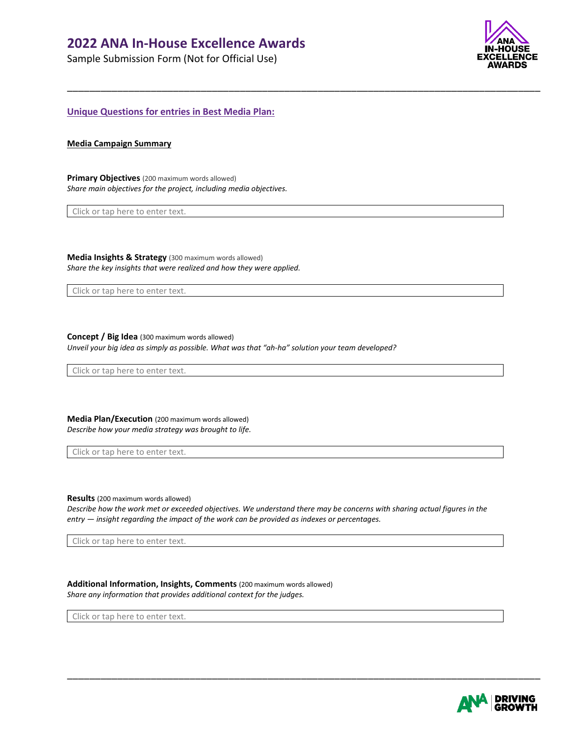# 2022 ANA In-House Excellence Awards

Sample Submission Form (Not for Official Use)

## Unique Questions for entries in Best Media Plan:

### Media Campaign Summary

**Primary Objectives** (200 maximum words allowed)
*Share main objectives for the project, including media objectives.*

Click or tap here to enter text.

**Media Insights & Strategy** (300 maximum words allowed)
*Share the key insights that were realized and how they were applied.*

Click or tap here to enter text.

**Concept / Big Idea** (300 maximum words allowed)
*Unveil your big idea as simply as possible. What was that "ah-ha" solution your team developed?*

Click or tap here to enter text.

**Media Plan/Execution** (200 maximum words allowed)
*Describe how your media strategy was brought to life.*

Click or tap here to enter text.

**Results** (200 maximum words allowed)
*Describe how the work met or exceeded objectives. We understand there may be concerns with sharing actual figures in the entry — insight regarding the impact of the work can be provided as indexes or percentages.*

Click or tap here to enter text.

**Additional Information, Insights, Comments** (200 maximum words allowed)
*Share any information that provides additional context for the judges.*

Click or tap here to enter text.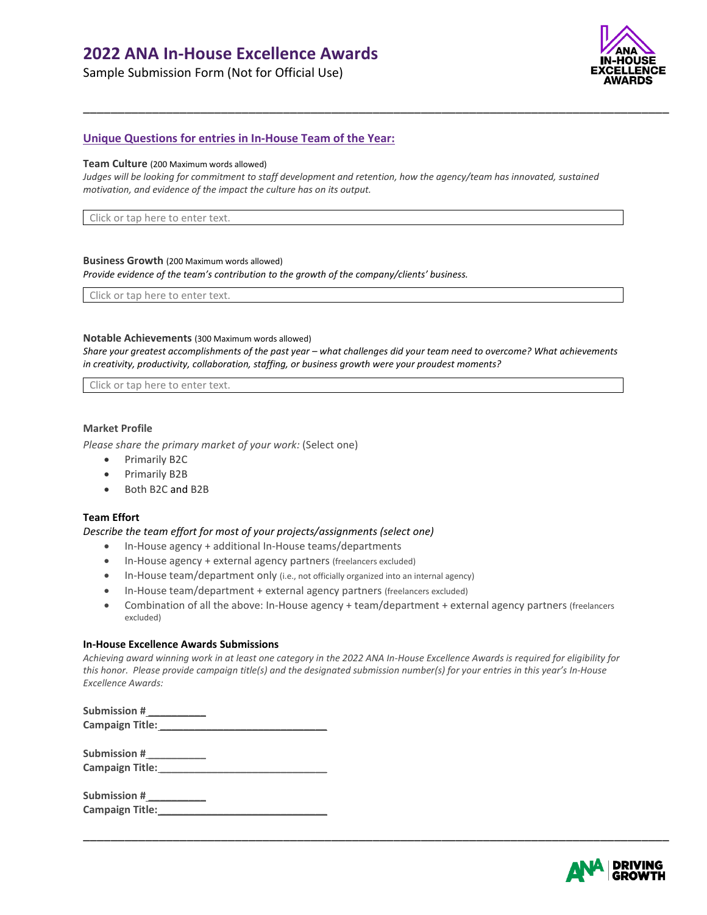# 2022 ANA In-House Excellence Awards

Sample Submission Form (Not for Official Use)

---

## Unique Questions for entries in In-House Team of the Year:

**Team Culture** (200 Maximum words allowed)

*Judges will be looking for commitment to staff development and retention, how the agency/team has innovated, sustained motivation, and evidence of the impact the culture has on its output.*

Click or tap here to enter text.

**Business Growth** (200 Maximum words allowed)

*Provide evidence of the team's contribution to the growth of the company/clients' business.*

Click or tap here to enter text.

**Notable Achievements** (300 Maximum words allowed)

*Share your greatest accomplishments of the past year – what challenges did your team need to overcome? What achievements in creativity, productivity, collaboration, staffing, or business growth were your proudest moments?*

Click or tap here to enter text.

**Market Profile**

*Please share the primary market of your work:* (Select one)

- Primarily B2C
- Primarily B2B
- Both B2C and B2B

**Team Effort**

*Describe the team effort for most of your projects/assignments (select one)*

- In-House agency + additional In-House teams/departments
- In-House agency + external agency partners (freelancers excluded)
- In-House team/department only (i.e., not officially organized into an internal agency)
- In-House team/department + external agency partners (freelancers excluded)
- Combination of all the above: In-House agency + team/department + external agency partners (freelancers excluded)

**In-House Excellence Awards Submissions**

*Achieving award winning work in at least one category in the 2022 ANA In-House Excellence Awards is required for eligibility for this honor. Please provide campaign title(s) and the designated submission number(s) for your entries in this year's In-House Excellence Awards:*

**Submission #__________**
**Campaign Title:_____________________________**

**Submission #__________**
**Campaign Title:_____________________________**

**Submission #__________**
**Campaign Title:_____________________________**